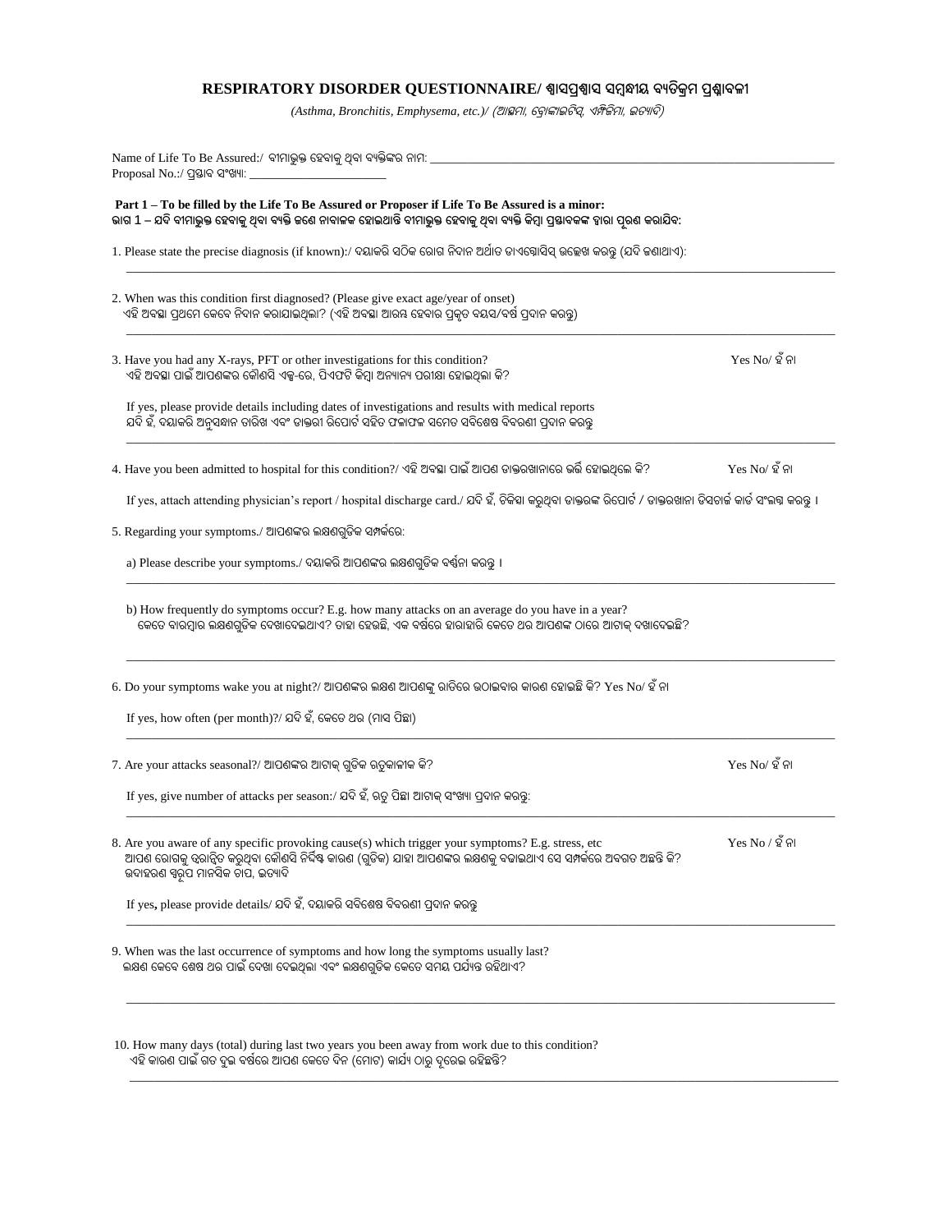## RESPIRATORY DISORDER QUESTIONNAIRE/ ଶ୍ୱାସପ୍ରଶ୍ୱାସ ସମ୍ବନ୍ଧୀୟ ବ୍ୟତିକ୍ରମ ପ୍ରଶ୍ନାବଳୀ

*(Asthma, Bronchitis, Emphysema, etc.)/ (ଆଜ୍ମା, ବ୍ରୋଙ୍କାଇଟିସ୍, ଏମ୍ଫିଜିମା, ଇତ୍ୟାଦି)*

Name of Life To Be Assured:/ ବୀମାଭୁକ୍ତ ହେବାକୁ ଥିବା ବ୍ୟକ୍ତିଙ୍କର ନାମ: ___________________________________________

Proposal No.:/ ପ୍ରସ୍ତାବ ସଂଖ୍ୟା: ______________________

**Part 1 – To be filled by the Life To Be Assured or Proposer if Life To Be Assured is a minor:**
**ଭାଗ 1 – ଯଦି ବୀମାଭୁକ୍ତ ହେବାକୁ ଥିବା ବ୍ୟକ୍ତି ଜଣେ ନାବାଳକ ହୋଇଥାନ୍ତି ବୀମାଭୁକ୍ତ ହେବାକୁ ଥିବା ବ୍ୟକ୍ତି କିମ୍ବା ପ୍ରସ୍ତାବକଙ୍କ ଦ୍ୱାରା ପୂରଣ କରାଯିବ:**

1. Please state the precise diagnosis (if known):/ ଦୟାକରି ସଠିକ ରୋଗ ନିଦାନ ଅର୍ଥାତ ଡାଏଗ୍ନୋସିସ୍ ଉଲ୍ଲେଖ କରନ୍ତୁ (ଯଦି ଜଣାଥାଏ):

_______________________________________________________________________________________

2. When was this condition first diagnosed? (Please give exact age/year of onset)
ଏହି ଅବସ୍ଥା ପ୍ରଥମେ କେବେ ନିଦାନ କରାଯାଇଥିଲା? (ଏହି ଅବସ୍ଥା ଆରମ୍ଭ ହେବାର ପ୍ରକୃତ ବୟସ/ବର୍ଷ ପ୍ରଦାନ କରନ୍ତୁ)

_______________________________________________________________________________________

3. Have you had any X-rays, PFT or other investigations for this condition? Yes No/ ହଁ ନା
ଏହି ଅବସ୍ଥା ପାଇଁ ଆପଣଙ୍କର କୌଣସି ଏକ୍ସ-ରେ, ପିଏଫଟି କିମ୍ବା ଅନ୍ୟାନ୍ୟ ପରୀକ୍ଷା ହୋଇଥିଲା କି?

If yes, please provide details including dates of investigations and results with medical reports
ଯଦି ହଁ, ଦୟାକରି ଅନୁସନ୍ଧାନ ତାରିଖ ଏବଂ ଡାକ୍ତରୀ ରିପୋର୍ଟ ସହିତ ଫଳାଫଳ ସମେତ ସବିଶେଷ ବିବରଣୀ ପ୍ରଦାନ କରନ୍ତୁ

_______________________________________________________________________________________

4. Have you been admitted to hospital for this condition?/ ଏହି ଅବସ୍ଥା ପାଇଁ ଆପଣ ଡାକ୍ତରଖାନାରେ ଭର୍ତ୍ତି ହୋଇଥିଲେ କି? Yes No/ ହଁ ନା

If yes, attach attending physician's report / hospital discharge card./ ଯଦି ହଁ, ଚିକିତ୍ସା କରୁଥିବା ଡାକ୍ତରଙ୍କ ରିପୋର୍ଟ / ଡାକ୍ତରଖାନା ଡିସଚାର୍ଜ କାର୍ଡ ସଂଲଗ୍ନ କରନ୍ତୁ ।

5. Regarding your symptoms./ ଆପଣଙ୍କର ଲକ୍ଷଣଗୁଡ଼ିକ ସମ୍ପର୍କରେ:

a) Please describe your symptoms./ ଦୟାକରି ଆପଣଙ୍କର ଲକ୍ଷଣଗୁଡ଼ିକ ବର୍ଣ୍ଣନା କରନ୍ତୁ ।

_______________________________________________________________________________________

b) How frequently do symptoms occur? E.g. how many attacks on an average do you have in a year?
କେତେ ବାରମ୍ବାର ଲକ୍ଷଣଗୁଡ଼ିକ ଦେଖାଦେଇଥାଏ? ତାହା ହେଉଛି, ଏକ ବର୍ଷରେ ହାରାହାରି କେତେ ଥର ଆପଣଙ୍କ ଠାରେ ଆଟାକ୍ ଦେଖାଦେଇଛି?

_______________________________________________________________________________________

6. Do your symptoms wake you at night?/ ଆପଣଙ୍କର ଲକ୍ଷଣ ଆପଣଙ୍କୁ ରାତିରେ ଉଠାଇବାର କାରଣ ହୋଇଛି କି? Yes No/ ହଁ ନା

If yes, how often (per month)?/ ଯଦି ହଁ, କେତେ ଥର (ମାସ ପିଛା)

_______________________________________________________________________________________

7. Are your attacks seasonal?/ ଆପଣଙ୍କର ଆଟାକ୍ ଗୁଡ଼ିକ ଋତୁକାଳୀନ କି? Yes No/ ହଁ ନା

If yes, give number of attacks per season:/ ଯଦି ହଁ, ଋତୁ ପିଛା ଆଟାକ୍ ସଂଖ୍ୟା ପ୍ରଦାନ କରନ୍ତୁ:

_______________________________________________________________________________________

8. Are you aware of any specific provoking cause(s) which trigger your symptoms? E.g. stress, etc Yes No / ହଁ ନା
ଆପଣ ରୋଗକୁ ପ୍ରରୋଚିତ କରୁଥିବା କୌଣସି ନିର୍ଦ୍ଦିଷ୍ଟ କାରଣ (ଗୁଡ଼ିକ) ଯାହା ଆପଣଙ୍କର ଲକ୍ଷଣକୁ ବଢାଇଥାଏ ସେ ସମ୍ପର୍କରେ ଅବଗତ ଅଛନ୍ତି କି? ଉଦାହରଣ ସ୍ୱରୂପ ମାନସିକ ଚାପ, ଇତ୍ୟାଦି

If yes, please provide details/ ଯଦି ହଁ, ଦୟାକରି ସବିଶେଷ ବିବରଣୀ ପ୍ରଦାନ କରନ୍ତୁ

_______________________________________________________________________________________

9. When was the last occurrence of symptoms and how long the symptoms usually last?
ଲକ୍ଷଣ କେବେ ଶେଷ ଥର ପାଇଁ ଦେଖା ଦେଇଥିଲା ଏବଂ ଲକ୍ଷଣଗୁଡ଼ିକ କେତେ ସମୟ ପର୍ଯ୍ୟନ୍ତ ରହିଥାଏ?

_______________________________________________________________________________________

10. How many days (total) during last two years you been away from work due to this condition?
ଏହି କାରଣ ପାଇଁ ଗତ ଦୁଇ ବର୍ଷରେ ଆପଣ କେତେ ଦିନ (ମୋଟ) କାର୍ଯ୍ୟ ଠାରୁ ଦୂରେଇ ରହିଛନ୍ତି?

_______________________________________________________________________________________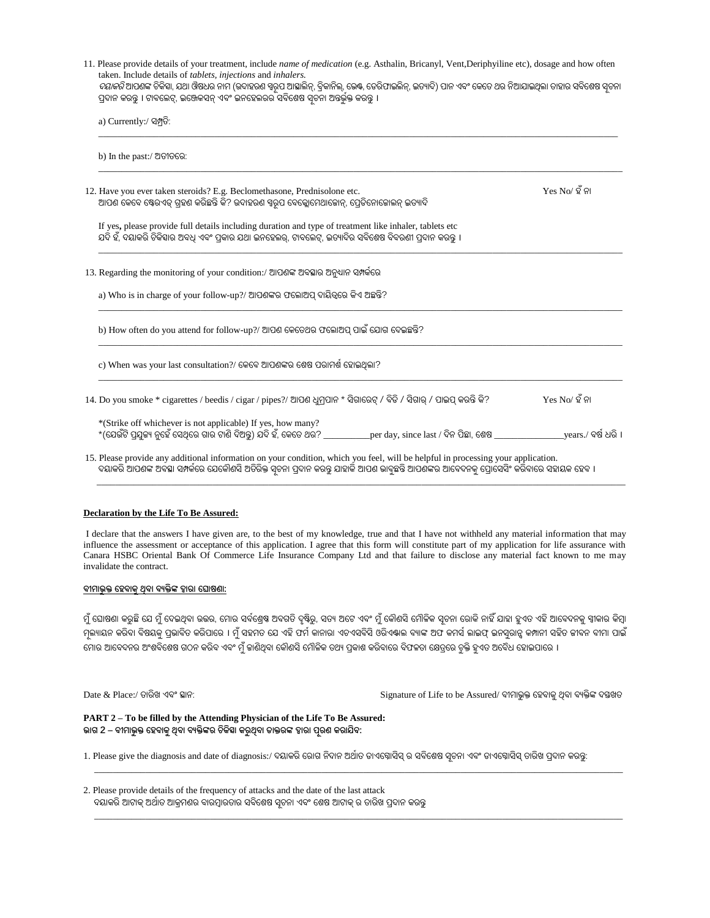11. Please provide details of your treatment, include *name of medication* (e.g. Asthalin, Bricanyl, Vent,Deriphyiline etc), dosage and how often taken. Include details of *tablets, injections* and *inhalers.*
*ଦୟାକରି* ଆପଣଙ୍କ ଚିକିତ୍ସା, ଯଥା ଔଷଧର ନାମ (ଉଦାହରଣ ସ୍ୱରୂପ ଆସ୍ଥାଲିନ୍, ବ୍ରିକାନିଲ୍, ଭେଣ୍ଟ, ଡେରିଫାଇଲିନ୍, ଇତ୍ୟାଦି) ପାନ ଏବଂ କେତେ ଥର ନିଆଯାଇଥିଲା ତାହାର ସବିଶେଷ ସୂଚନା ପ୍ରଦାନ କରନ୍ତୁ । ଟାବଲେଟ୍, ଇଞ୍ଜେକସନ୍ ଏବଂ ଇନହେଲରର ସବିଶେଷ ସୂଚନା ଅନ୍ତର୍ଭୁକ୍ତ କରନ୍ତୁ ।

a) Currently:/ ସମ୍ପ୍ରତି:

______________________________________________________________________________

b) In the past:/ ଅତୀତରେ:

______________________________________________________________________________

12. Have you ever taken steroids? E.g. Beclomethasone, Prednisolone etc. Yes No/ ହଁ ନା
ଆପଣ କେବେ ଷ୍ଟେରଏଡ୍ ଗ୍ରହଣ କରିଛନ୍ତି କି? ଉଦାହରଣ ସ୍ୱରୂପ ବେକ୍ଲୋମେଥାଜୋନ୍, ପ୍ରେଡିନୋଜୋଲନ୍ ଇତ୍ୟାଦି

If yes**,** please provide full details including duration and type of treatment like inhaler, tablets etc
ଯଦି ହଁ, ଦୟାକରି ଚିକିତ୍ସାର ଅବଧି ଏବଂ ପ୍ରକାର ଯଥା ଇନହେଲର୍, ଟାବଲେଟ୍, ଇତ୍ୟାଦିର ସବିଶେଷ ବିବରଣୀ ପ୍ରଦାନ କରନ୍ତୁ ।

______________________________________________________________________________

13. Regarding the monitoring of your condition:/ ଆପଣଙ୍କ ଅବସ୍ଥାର ଅନୁଧ୍ୟାନ ସମ୍ପର୍କରେ

a) Who is in charge of your follow-up?/ ଆପଣଙ୍କର ଫଲୋଅପ୍ ଦାୟିତ୍ୱରେ କିଏ ଅଛନ୍ତି?

______________________________________________________________________________

b) How often do you attend for follow-up?/ ଆପଣ କେତେଥର ଫଲୋଅପ୍ ପାଇଁ ଯୋଗ ଦେଇଛନ୍ତି?

______________________________________________________________________________

c) When was your last consultation?/ କେବେ ଆପଣଙ୍କର ଶେଷ ପରାମର୍ଶ ହୋଇଥିଲା?

______________________________________________________________________________

14. Do you smoke * cigarettes / beedis / cigar / pipes?/ ଆପଣ ଧୂମ୍ରପାନ * ସିଗାରେଟ୍ / ବିଡ଼ି / ସିଗାର୍ / ପାଇପ୍ କରନ୍ତି କି? Yes No/ ହଁ ନା

*(Strike off whichever is not applicable) If yes, how many?
*(ଯେଉଁଟି ପ୍ରଯୁଜ୍ୟ ନୁହେଁ ସେଥିରେ ଗାର ଟାଣି ଦିଅନ୍ତୁ) ଯଦି ହଁ, କେତେ ଥର? __________per day, since last / ଦିନ ପିଛା, ଶେଷ _______________years./ ବର୍ଷ ଧରି ।

15. Please provide any additional information on your condition, which you feel, will be helpful in processing your application.
ଦୟାକରି ଆପଣଙ୍କ ଅବସ୍ଥା ସମ୍ପର୍କରେ ଯେକୌଣସି ଅତିରିକ୍ତ ସୂଚନା ପ୍ରଦାନ କରନ୍ତୁ ଯାହାକି ଆପଣ ଭାବୁଛନ୍ତି ଆପଣଙ୍କର ଆବେଦନକୁ ପ୍ରୋସେସିଂ କରିବାରେ ସହାୟକ ହେବ ।

______________________________________________________________________________

**Declaration by the Life To Be Assured:**

I declare that the answers I have given are, to the best of my knowledge, true and that I have not withheld any material information that may influence the assessment or acceptance of this application. I agree that this form will constitute part of my application for life assurance with Canara HSBC Oriental Bank Of Commerce Life Insurance Company Ltd and that failure to disclose any material fact known to me may invalidate the contract.

**ବୀମାଭୁକ୍ତ ହେବାକୁ ଥିବା ବ୍ୟକ୍ତିଙ୍କ ଦ୍ୱାରା ଘୋଷଣା:**

ମୁଁ ଘୋଷଣା କରୁଛି ଯେ ମୁଁ ଦେଇଥିବା ଉତ୍ତର, ମୋର ସର୍ବଶ୍ରେଷ୍ଠ ଅବଗତି ଦୃଷ୍ଟିରୁ, ସତ୍ୟ ଅଟେ ଏବଂ ମୁଁ କୌଣସି ମୌଳିକ ସୂଚନା ରୋକି ନାହିଁ ଯାହା ହୁଏତ ଏହି ଆବେଦନକୁ ସ୍ୱୀକାର କିମ୍ବା ମୂଲ୍ୟାୟନ କରିବା ବିଷୟକୁ ପ୍ରଭାବିତ କରିପାରେ । ମୁଁ ସହମତ ଯେ ଏହି ଫର୍ମ କାନାରା ଏଚଏସବିସି ଓରିଏଣ୍ଟାଲ ବ୍ୟାଙ୍କ ଅଫ କମର୍ସ ଲାଇଫ୍ ଇନସୁରାନ୍ସ କମ୍ପାନୀ ସହିତ ଜୀବନ ବୀମା ପାଇଁ ମୋର ଆବେଦନର ଅଂଶବିଶେଷ ଗଠନ କରିବ ଏବଂ ମୁଁ ଜାଣିଥିବା କୌଣସି ମୌଳିକ ତଥ୍ୟ ପ୍ରକାଶ କରିବାରେ ବିଫଳତା କ୍ଷେତ୍ରରେ ଚୁକ୍ତି ହୁଏତ ଅବୈଧ ହୋଇପାରେ ।

Date & Place:/ ତାରିଖ ଏବଂ ସ୍ଥାନ: Signature of Life to be Assured/ ବୀମାଭୁକ୍ତ ହେବାକୁ ଥିବା ବ୍ୟକ୍ତିଙ୍କ ଦସ୍ତଖତ

**PART 2 – To be filled by the Attending Physician of the Life To Be Assured:**
**ଭାଗ 2 – ବୀମାଭୁକ୍ତ ହେବାକୁ ଥିବା ବ୍ୟକ୍ତିଙ୍କର ଚିକିତ୍ସା କରୁଥିବା ଡାକ୍ତରଙ୍କ ଦ୍ୱାରା ପୂରଣ କରାଯିବ:**

1. Please give the diagnosis and date of diagnosis:/ ଦୟାକରି ରୋଗ ନିଦାନ ଅର୍ଥାତ ଡାଏଗ୍ନୋସିସ୍ ର ସବିଶେଷ ସୂଚନା ଏବଂ ଡାଏଗ୍ନୋସିସ୍ ତାରିଖ ପ୍ରଦାନ କରନ୍ତୁ:

______________________________________________________________________________

2. Please provide details of the frequency of attacks and the date of the last attack
ଦୟାକରି ଆଟାକ୍ ଅର୍ଥାତ ଆକ୍ରମଣର ବାରମ୍ବାରତାର ସବିଶେଷ ସୂଚନା ଏବଂ ଶେଷ ଆଟାକ୍ ର ତାରିଖ ପ୍ରଦାନ କରନ୍ତୁ

______________________________________________________________________________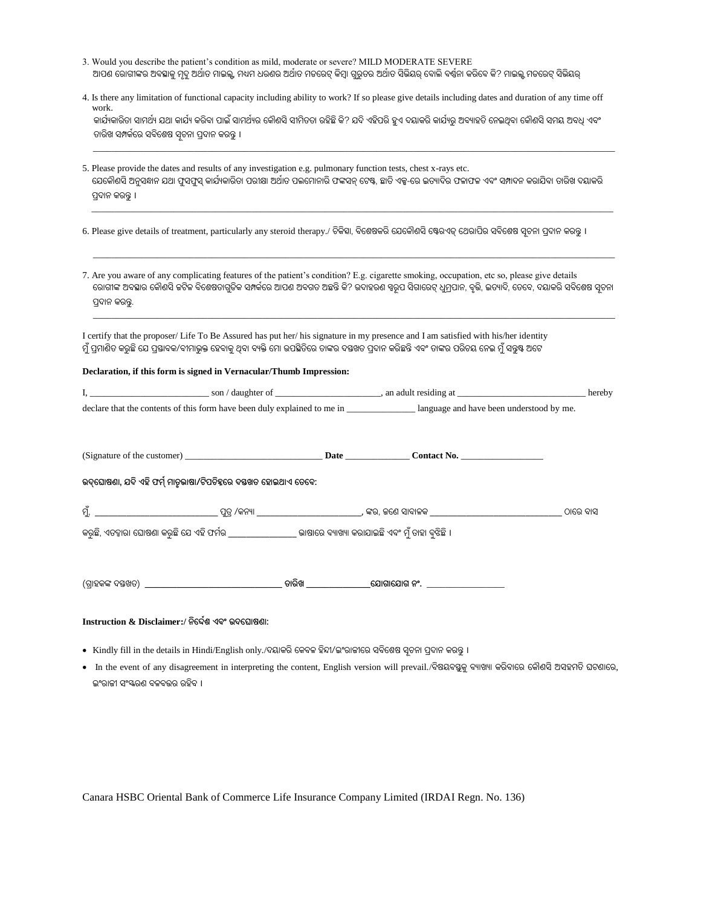3. Would you describe the patient's condition as mild, moderate or severe? MILD MODERATE SEVERE
ଆପଣ ରୋଗୀଙ୍କର ଅବସ୍ଥାକୁ ମୃଦୁ ଅର୍ଥାତ ମାଇଲ୍ଡ, ମଧ୍ୟମ ଧରଣର ଅର୍ଥାତ ମଡରେଟ୍ କିମ୍ବା ଗୁରୁତର ଅର୍ଥାତ ସିଭିୟର୍ ବୋଲି ବର୍ଣ୍ଣନା କରିବେ କି? ମାଇଲ୍ଡ ମଡରେଟ୍ ସିଭିୟର୍

4. Is there any limitation of functional capacity including ability to work? If so please give details including dates and duration of any time off work.
କାର୍ଯ୍ୟକାରିତା ସାମର୍ଥ୍ୟ ଯଥା କାର୍ଯ୍ୟ କରିବା ପାଇଁ ସାମର୍ଥ୍ୟର କୌଣସି ସୀମିତତା ରହିଛି କି? ଯଦି ଏହିପରି ହୁଏ ଦୟାକରି କାର୍ଯ୍ୟରୁ ଅବ୍ୟାହତି ନେଇଥିବା କୌଣସି ସମୟ ଅବଧି ଏବଂ ତାରିଖ ସମ୍ପର୍କରେ ସବିଶେଷ ସୂଚନା ପ୍ରଦାନ କରନ୍ତୁ ।

___________________________________________________________________________

5. Please provide the dates and results of any investigation e.g. pulmonary function tests, chest x-rays etc.
ଯେକୌଣସି ଅନୁସନ୍ଧାନ ଯଥା ଫୁସଫୁସ୍ କାର୍ଯ୍ୟକାରିତା ପରୀକ୍ଷା ଅର୍ଥାତ ପଲମୋନାରି ଫଙ୍କସନ୍ ଟେଷ୍ଟ, ଛାତି ଏକ୍ସ-ରେ ଇତ୍ୟାଦିର ଫଳାଫଳ ଏବଂ ସମ୍ପାଦନ କରାଯିବା ତାରିଖ ଦୟାକରି ପ୍ରଦାନ କରନ୍ତୁ ।

___________________________________________________________________________

6. Please give details of treatment, particularly any steroid therapy./ ଚିକିତ୍ସା, ବିଶେଷକରି ଯେକୌଣସି ଷ୍ଟେରଏଡ୍ ଥେରାପିର ସବିଶେଷ ସୂଚନା ପ୍ରଦାନ କରନ୍ତୁ ।

___________________________________________________________________________

7. Are you aware of any complicating features of the patient's condition? E.g. cigarette smoking, occupation, etc so, please give details
ରୋଗୀଙ୍କ ଅବସ୍ଥାର କୌଣସି ଜଟିଳ ବିଶେଷତାଗୁଡିକ ସମ୍ପର୍କରେ ଆପଣ ଅବଗତ ଅଛନ୍ତି କି? ଉଦାହରଣ ସ୍ୱରୂପ ସିଗାରେଟ୍ ଧୂମ୍ରପାନ, ବୃତ୍ତି, ଇତ୍ୟାଦି, ତେବେ, ଦୟାକରି ସବିଶେଷ ସୂଚନା ପ୍ରଦାନ କରନ୍ତୁ.

___________________________________________________________________________

I certify that the proposer/ Life To Be Assured has put her/ his signature in my presence and I am satisfied with his/her identity
ମୁଁ ପ୍ରମାଣିତ କରୁଛି ଯେ ପ୍ରସ୍ତାବକ/ବୀମାଭୁକ୍ତ ହେବାକୁ ଥିବା ବ୍ୟକ୍ତି ମୋ ଉପସ୍ଥିତିରେ ତାଙ୍କର ଦସ୍ତଖତ ପ୍ରଦାନ କରିଛନ୍ତି ଏବଂ ତାଙ୍କର ପରିଚୟ ନେଇ ମୁଁ ସନ୍ତୁଷ୍ଟ ଅଟେ

**Declaration, if this form is signed in Vernacular/Thumb Impression:**

I, __________________________ son / daughter of _______________________, an adult residing at _____________________________ hereby declare that the contents of this form have been duly explained to me in _______________ language and have been understood by me.

(Signature of the customer) _______________________________ **Date** ______________ **Contact No.** __________________

**ଉଦ୍ଘୋଷଣା, ଯଦି ଏହି ଫର୍ମ୍ ମାତୃଭାଷା/ଟିପଚିହ୍ନରେ ଦସ୍ତଖତ ହୋଇଥାଏ ତେବେ:**

ମୁଁ, ____________________________ ପୁତ୍ର /କନ୍ୟା ________________________, ଙ୍କର, ଜଣେ ସାବାଳକ ______________________________ ଠାରେ ବାସ କରୁଛି, ଏତଦ୍ୱାରା ଘୋଷଣା କରୁଛି ଯେ ଏହି ଫର୍ମର _______________ ଭାଷାରେ ବ୍ୟାଖ୍ୟା କରାଯାଇଛି ଏବଂ ମୁଁ ତାହା ବୁଝିଛି ।

(ଗ୍ରାହକଙ୍କ ଦସ୍ତଖତ) _______________________________ **ତାରିଖ** ______________ **ଯୋଗାଯୋଗ ନଂ.** _________________

**Instruction & Disclaimer:/ ନିର୍ଦ୍ଦେଶ ଏବଂ ଉଦଘୋଷଣା:**

- Kindly fill in the details in Hindi/English only./ଦୟାକରି କେବଳ ହିନ୍ଦୀ/ଇଂରାଜୀରେ ସବିଶେଷ ସୂଚନା ପ୍ରଦାନ କରନ୍ତୁ ।
- In the event of any disagreement in interpreting the content, English version will prevail./ବିଷୟବସ୍ତୁକୁ ବ୍ୟାଖ୍ୟା କରିବାରେ କୌଣସି ଅସହମତି ଘଟଣାରେ, ଇଂରାଜୀ ସଂସ୍କରଣ ବଳବତ୍ତର ରହିବ ।

Canara HSBC Oriental Bank of Commerce Life Insurance Company Limited (IRDAI Regn. No. 136)